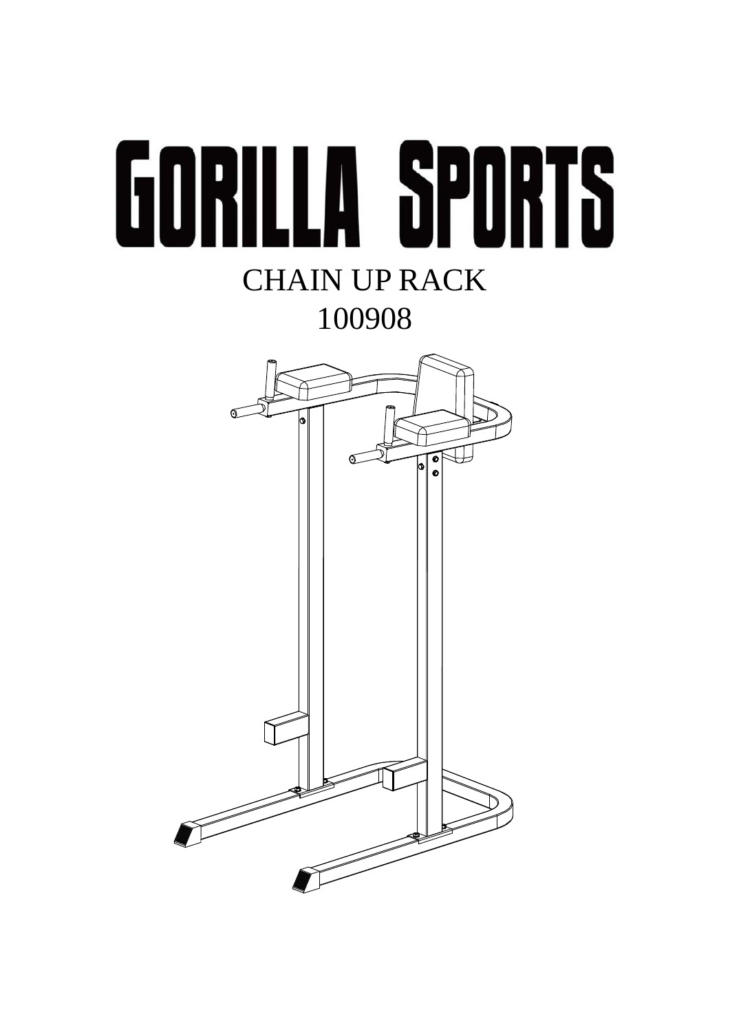# GORILLA SPORTS

CHAIN UP RACK

100908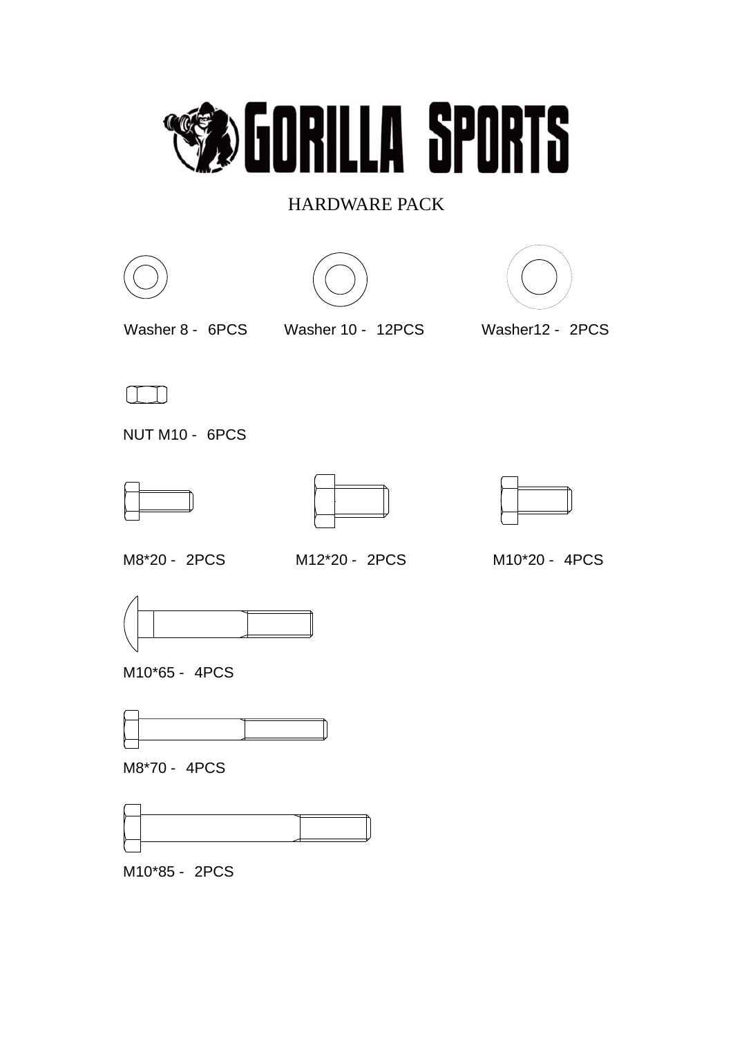GORILLA SPORTS

# HARDWARE PACK

Washer 8 - 6PCS

Washer 10 - 12PCS

Washer12 - 2PCS

NUT M10 - 6PCS

M8*20 - 2PCS

M12*20 - 2PCS

M10*20 - 4PCS

M10*65 - 4PCS

M8*70 - 4PCS

M10*85 - 2PCS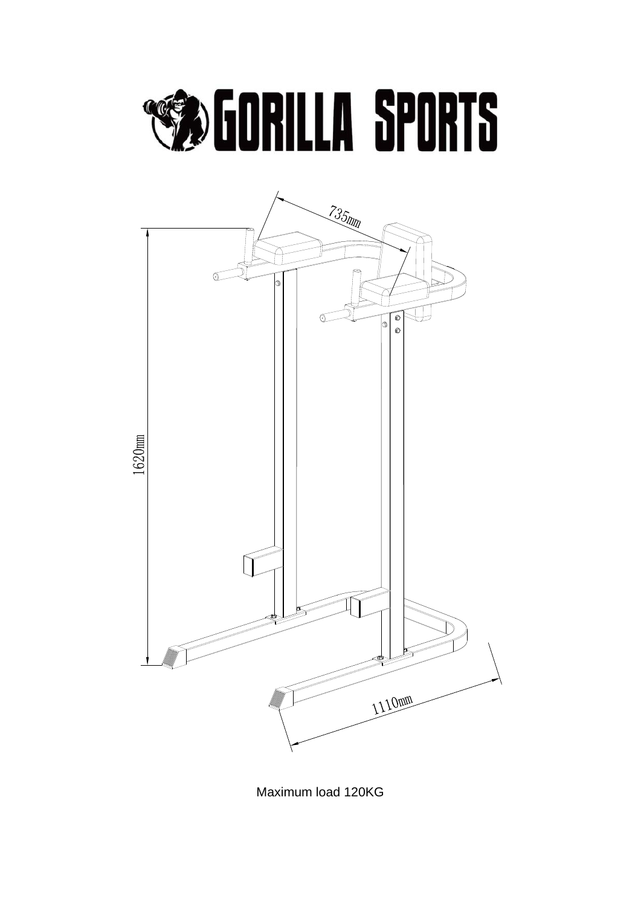Maximum load 120KG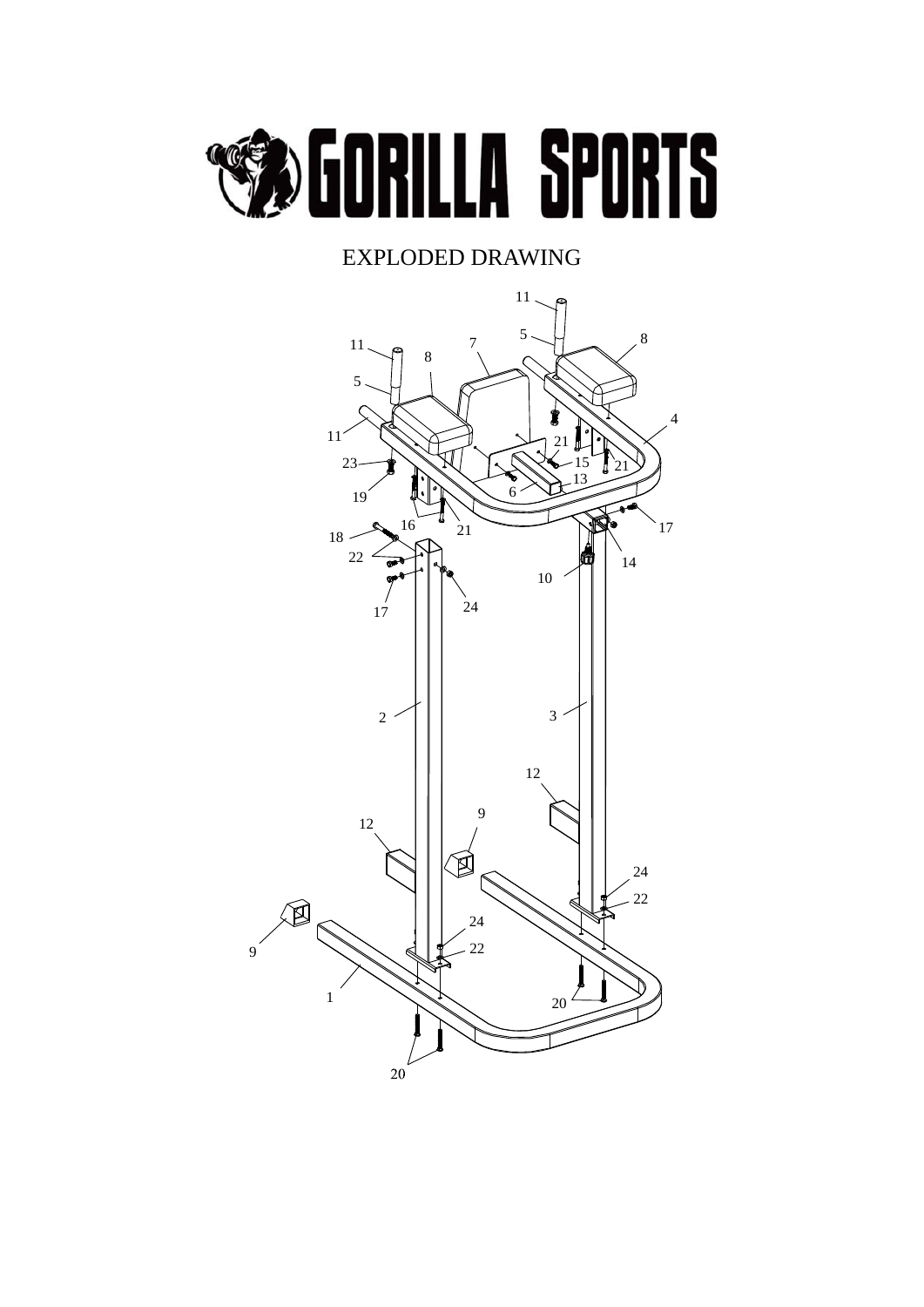# EXPLODED DRAWING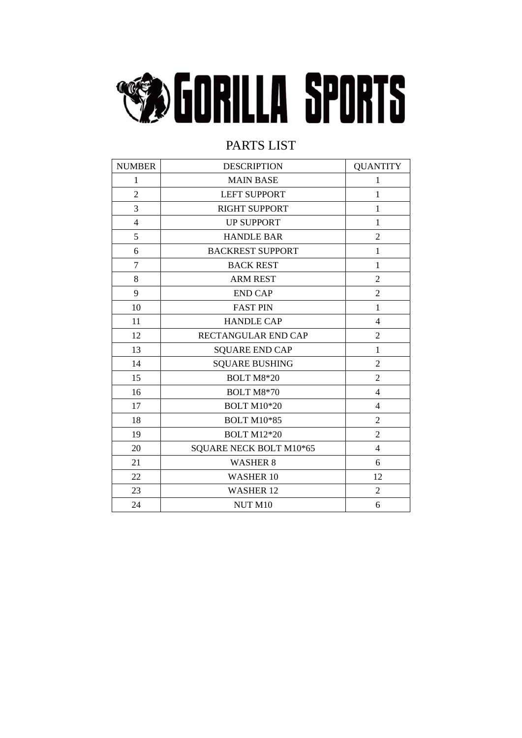GORILLA SPORTS

# PARTS LIST

| NUMBER | DESCRIPTION | QUANTITY |
| --- | --- | --- |
| 1 | MAIN BASE | 1 |
| 2 | LEFT SUPPORT | 1 |
| 3 | RIGHT SUPPORT | 1 |
| 4 | UP SUPPORT | 1 |
| 5 | HANDLE BAR | 2 |
| 6 | BACKREST SUPPORT | 1 |
| 7 | BACK REST | 1 |
| 8 | ARM REST | 2 |
| 9 | END CAP | 2 |
| 10 | FAST PIN | 1 |
| 11 | HANDLE CAP | 4 |
| 12 | RECTANGULAR END CAP | 2 |
| 13 | SQUARE END CAP | 1 |
| 14 | SQUARE BUSHING | 2 |
| 15 | BOLT M8*20 | 2 |
| 16 | BOLT M8*70 | 4 |
| 17 | BOLT M10*20 | 4 |
| 18 | BOLT M10*85 | 2 |
| 19 | BOLT M12*20 | 2 |
| 20 | SQUARE NECK BOLT M10*65 | 4 |
| 21 | WASHER 8 | 6 |
| 22 | WASHER 10 | 12 |
| 23 | WASHER 12 | 2 |
| 24 | NUT M10 | 6 |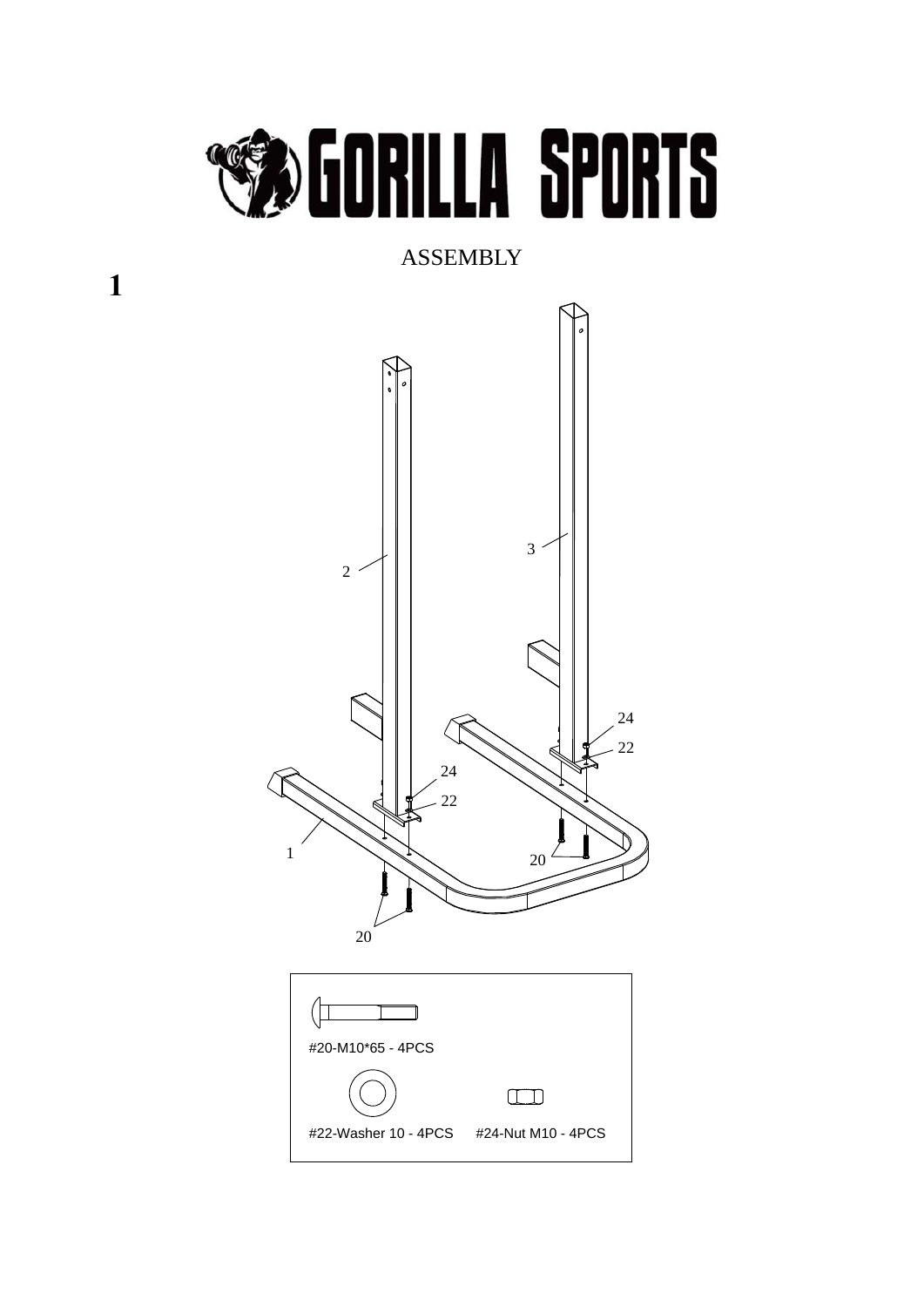# ASSEMBLY

**1**

#20-M10*65 - 4PCS

#22-Washer 10 - 4PCS

#24-Nut M10 - 4PCS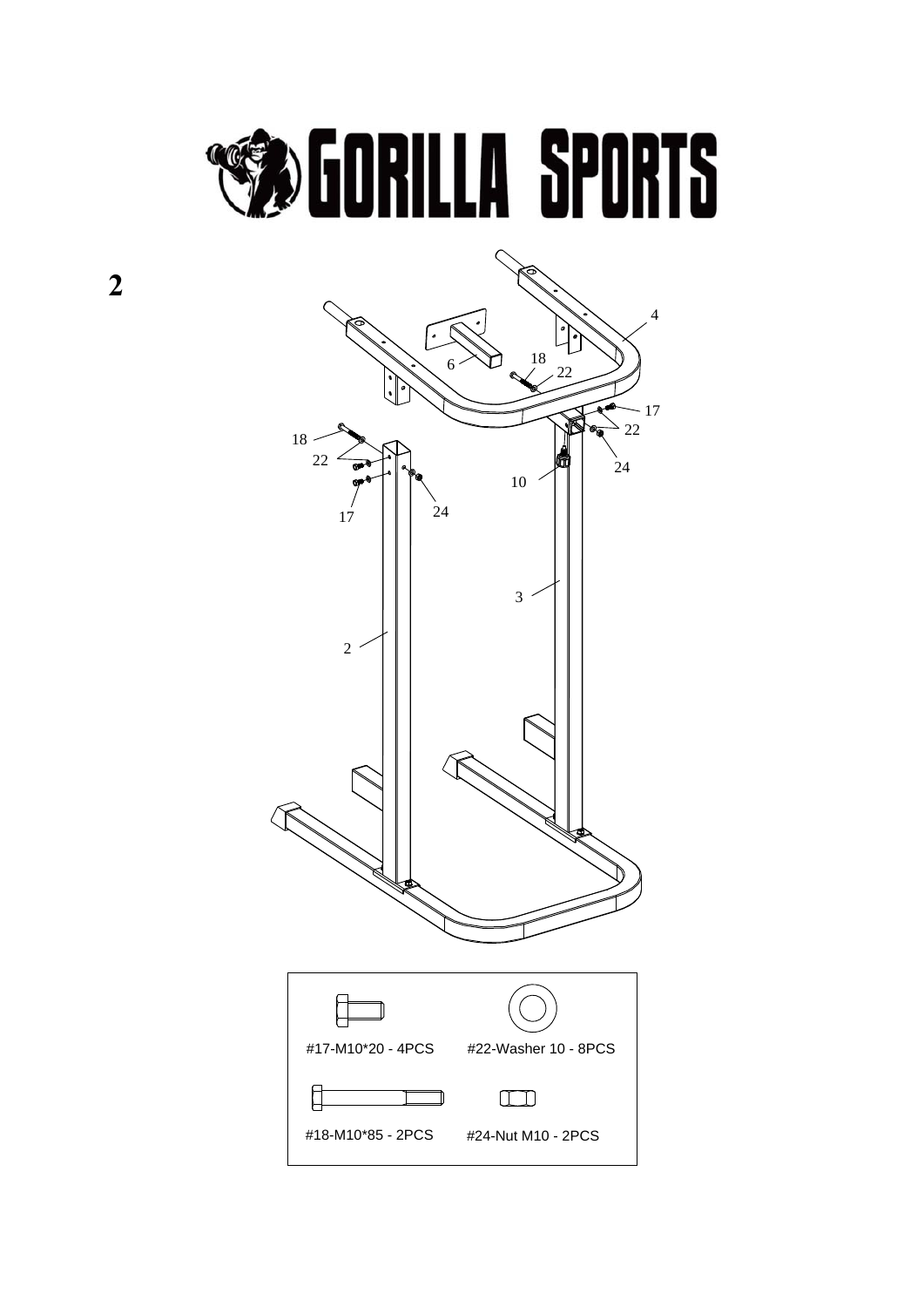**2**

#17-M10*20 - 4PCS

#22-Washer 10 - 8PCS

#18-M10*85 - 2PCS

#24-Nut M10 - 2PCS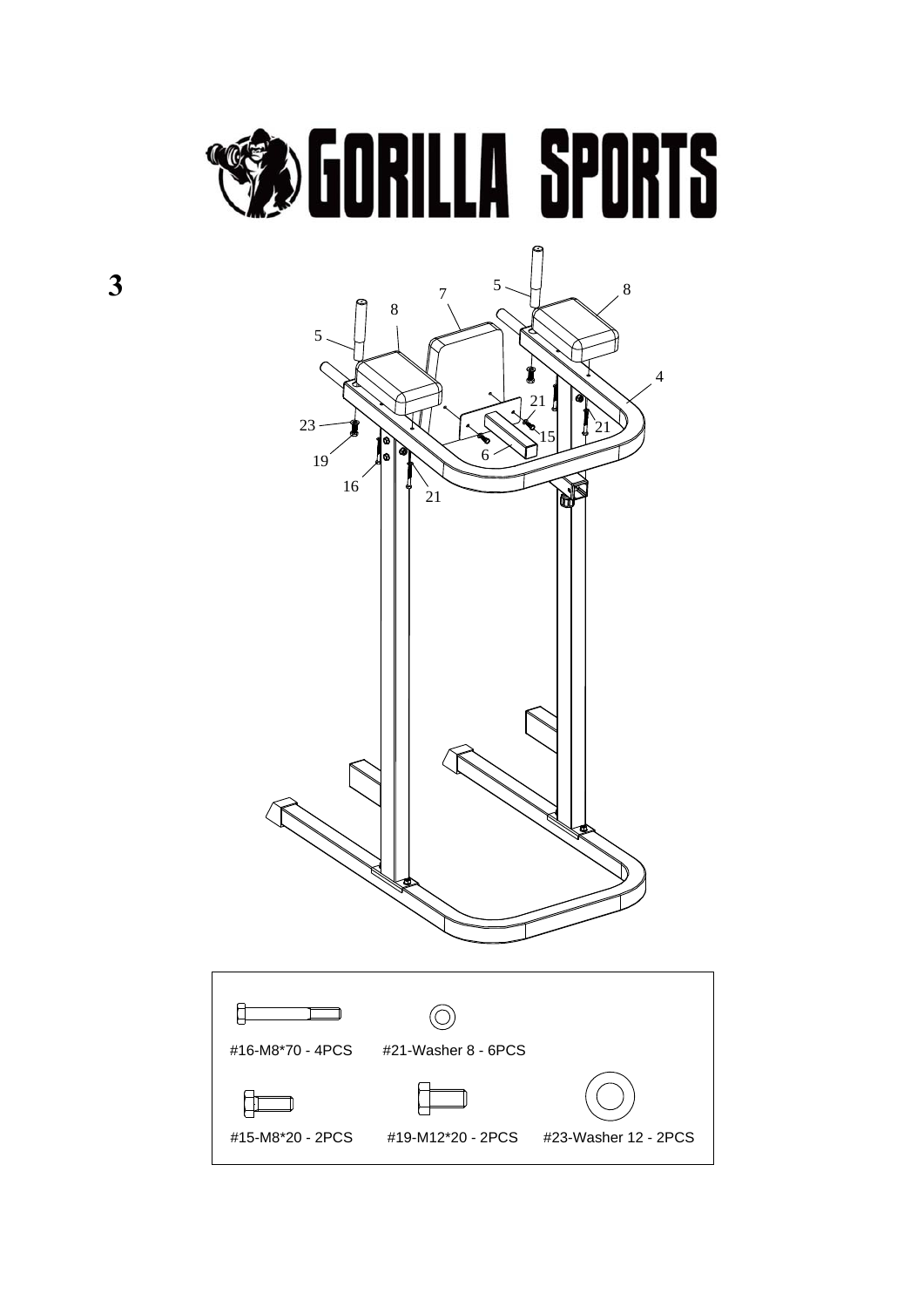**GORILLA SPORTS**

**3**

5 7 5 8

8

5

4

21

23 21

15

19 6

16

21

| | | |
|---|---|---|
| #16-M8*70 - 4PCS | #21-Washer 8 - 6PCS | |
| #15-M8*20 - 2PCS | #19-M12*20 - 2PCS | #23-Washer 12 - 2PCS |